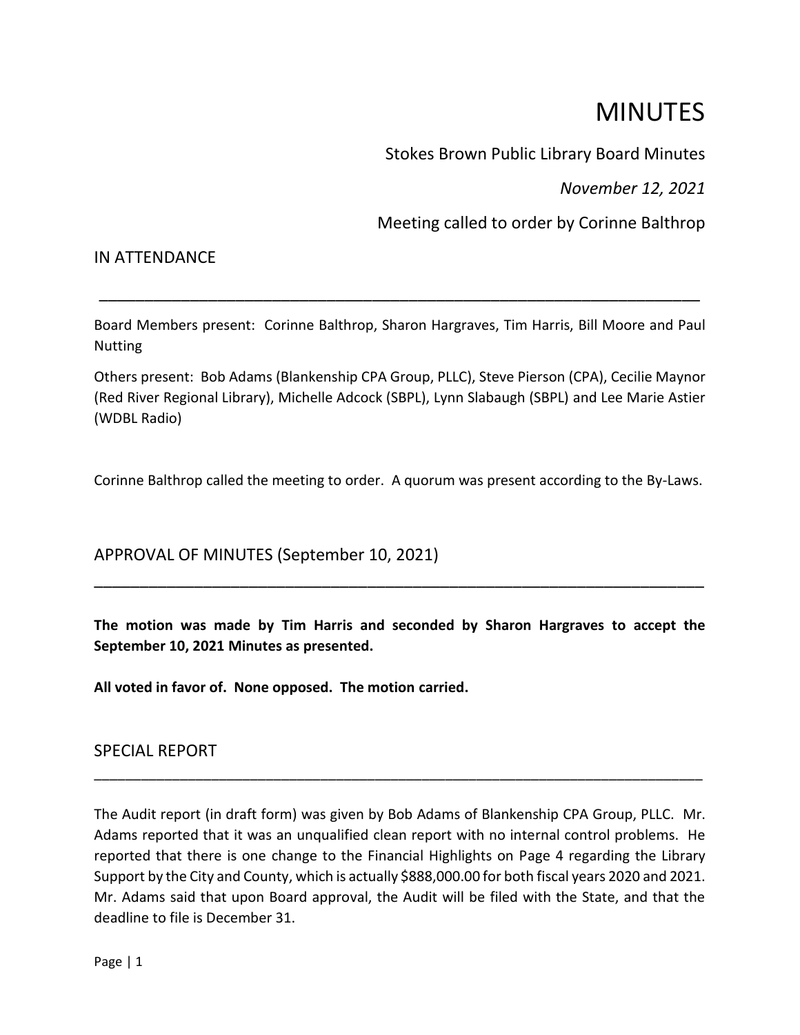# MINUTES

Stokes Brown Public Library Board Minutes

*November 12, 2021*

Meeting called to order by Corinne Balthrop

## IN ATTENDANCE

Board Members present: Corinne Balthrop, Sharon Hargraves, Tim Harris, Bill Moore and Paul Nutting

Others present: Bob Adams (Blankenship CPA Group, PLLC), Steve Pierson (CPA), Cecilie Maynor (Red River Regional Library), Michelle Adcock (SBPL), Lynn Slabaugh (SBPL) and Lee Marie Astier (WDBL Radio)

Corinne Balthrop called the meeting to order. A quorum was present according to the By-Laws.

## APPROVAL OF MINUTES (September 10, 2021)

**The motion was made by Tim Harris and seconded by Sharon Hargraves to accept the September 10, 2021 Minutes as presented.**

**All voted in favor of. None opposed. The motion carried.**

## SPECIAL REPORT

The Audit report (in draft form) was given by Bob Adams of Blankenship CPA Group, PLLC. Mr. Adams reported that it was an unqualified clean report with no internal control problems. He reported that there is one change to the Financial Highlights on Page 4 regarding the Library Support by the City and County, which is actually $888,000.00 for both fiscal years 2020 and 2021. Mr. Adams said that upon Board approval, the Audit will be filed with the State, and that the deadline to file is December 31.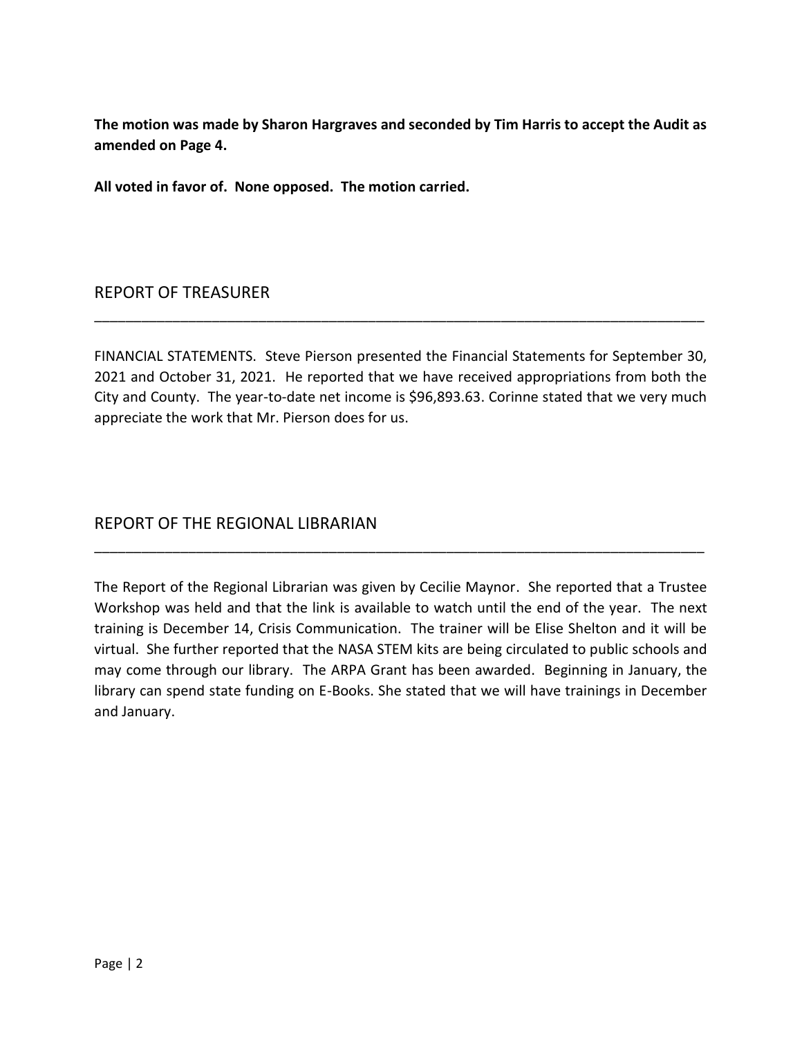**The motion was made by Sharon Hargraves and seconded by Tim Harris to accept the Audit as amended on Page 4.**

**All voted in favor of. None opposed. The motion carried.**

## REPORT OF TREASURER

FINANCIAL STATEMENTS. Steve Pierson presented the Financial Statements for September 30, 2021 and October 31, 2021. He reported that we have received appropriations from both the City and County. The year-to-date net income is $96,893.63. Corinne stated that we very much appreciate the work that Mr. Pierson does for us.

## REPORT OF THE REGIONAL LIBRARIAN

The Report of the Regional Librarian was given by Cecilie Maynor. She reported that a Trustee Workshop was held and that the link is available to watch until the end of the year. The next training is December 14, Crisis Communication. The trainer will be Elise Shelton and it will be virtual. She further reported that the NASA STEM kits are being circulated to public schools and may come through our library. The ARPA Grant has been awarded. Beginning in January, the library can spend state funding on E-Books. She stated that we will have trainings in December and January.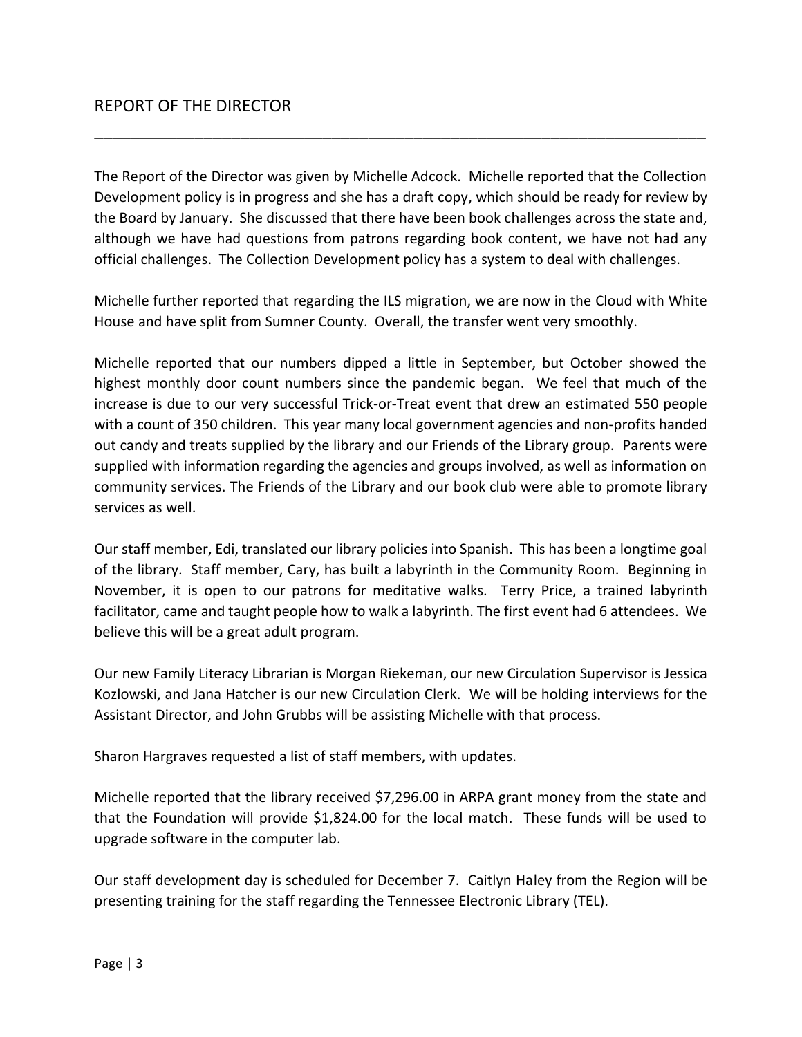## REPORT OF THE DIRECTOR

The Report of the Director was given by Michelle Adcock. Michelle reported that the Collection Development policy is in progress and she has a draft copy, which should be ready for review by the Board by January. She discussed that there have been book challenges across the state and, although we have had questions from patrons regarding book content, we have not had any official challenges. The Collection Development policy has a system to deal with challenges.

Michelle further reported that regarding the ILS migration, we are now in the Cloud with White House and have split from Sumner County. Overall, the transfer went very smoothly.

Michelle reported that our numbers dipped a little in September, but October showed the highest monthly door count numbers since the pandemic began. We feel that much of the increase is due to our very successful Trick-or-Treat event that drew an estimated 550 people with a count of 350 children. This year many local government agencies and non-profits handed out candy and treats supplied by the library and our Friends of the Library group. Parents were supplied with information regarding the agencies and groups involved, as well as information on community services. The Friends of the Library and our book club were able to promote library services as well.

Our staff member, Edi, translated our library policies into Spanish. This has been a longtime goal of the library. Staff member, Cary, has built a labyrinth in the Community Room. Beginning in November, it is open to our patrons for meditative walks. Terry Price, a trained labyrinth facilitator, came and taught people how to walk a labyrinth. The first event had 6 attendees. We believe this will be a great adult program.

Our new Family Literacy Librarian is Morgan Riekeman, our new Circulation Supervisor is Jessica Kozlowski, and Jana Hatcher is our new Circulation Clerk. We will be holding interviews for the Assistant Director, and John Grubbs will be assisting Michelle with that process.

Sharon Hargraves requested a list of staff members, with updates.

Michelle reported that the library received $7,296.00 in ARPA grant money from the state and that the Foundation will provide $1,824.00 for the local match. These funds will be used to upgrade software in the computer lab.

Our staff development day is scheduled for December 7. Caitlyn Haley from the Region will be presenting training for the staff regarding the Tennessee Electronic Library (TEL).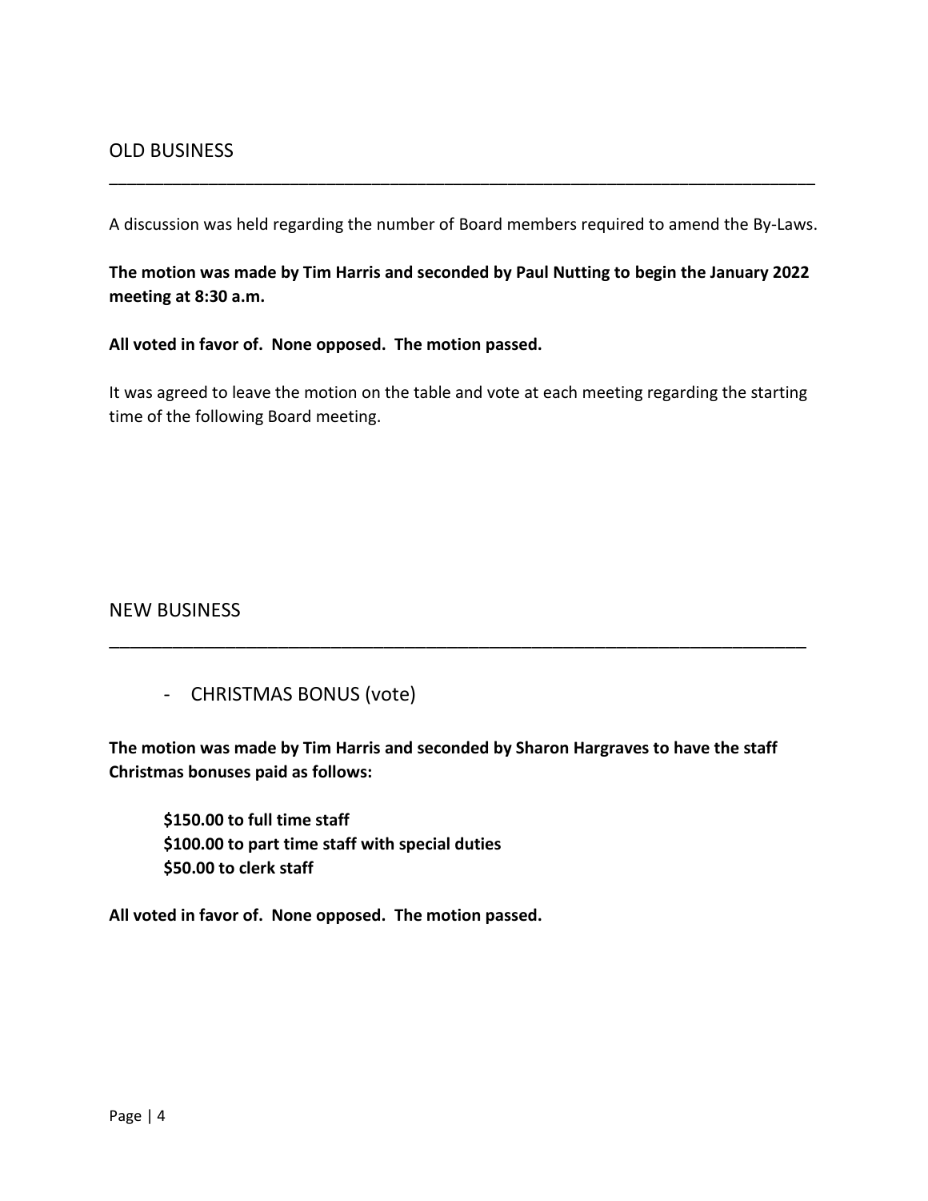## OLD BUSINESS

A discussion was held regarding the number of Board members required to amend the By-Laws.

**The motion was made by Tim Harris and seconded by Paul Nutting to begin the January 2022 meeting at 8:30 a.m.**

**All voted in favor of. None opposed. The motion passed.**

It was agreed to leave the motion on the table and vote at each meeting regarding the starting time of the following Board meeting.

## NEW BUSINESS

- CHRISTMAS BONUS (vote)

**The motion was made by Tim Harris and seconded by Sharon Hargraves to have the staff Christmas bonuses paid as follows:**

**$150.00 to full time staff**
**$100.00 to part time staff with special duties**
**$50.00 to clerk staff**

**All voted in favor of. None opposed. The motion passed.**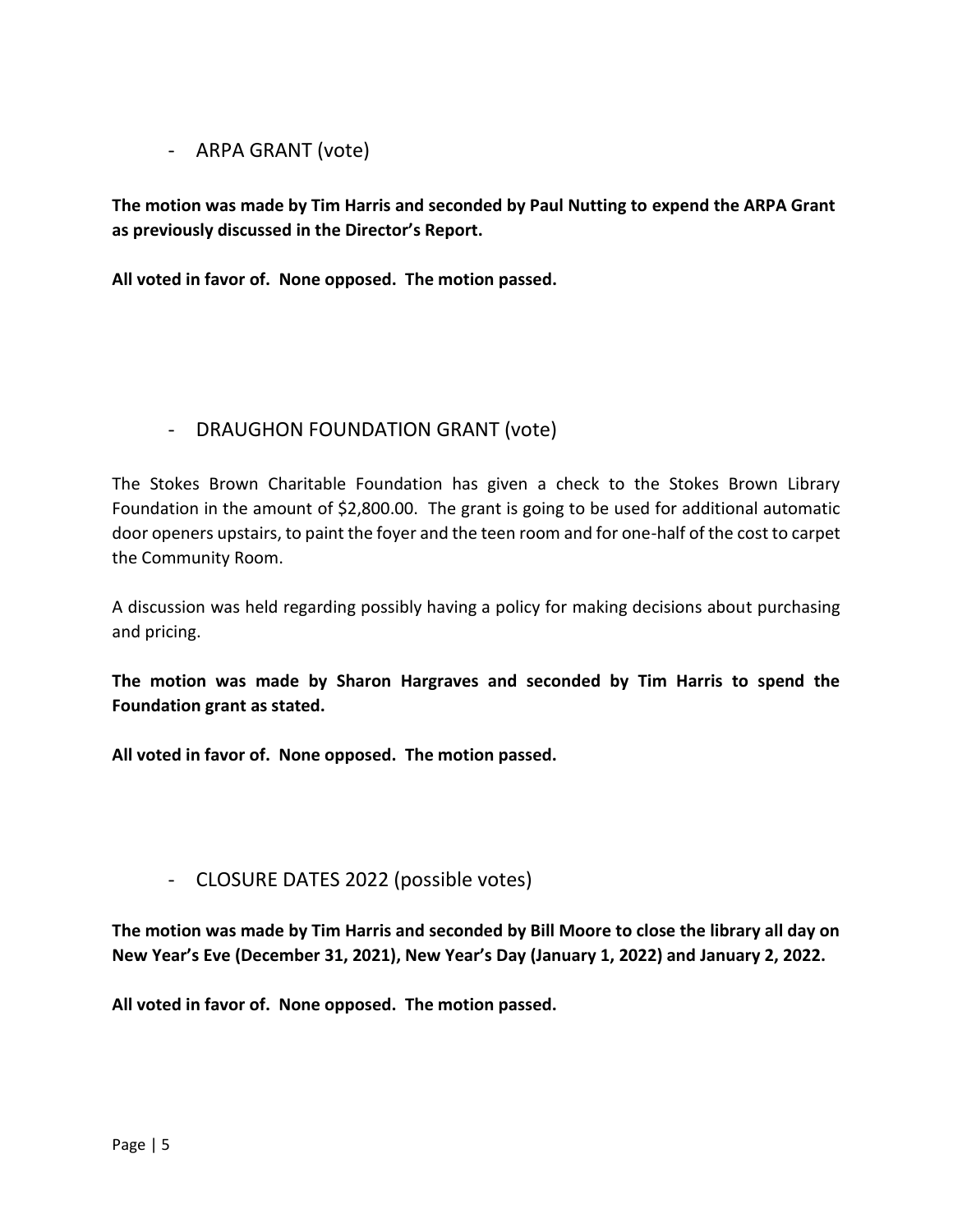- ARPA GRANT (vote)

**The motion was made by Tim Harris and seconded by Paul Nutting to expend the ARPA Grant as previously discussed in the Director's Report.**

**All voted in favor of. None opposed. The motion passed.**

- DRAUGHON FOUNDATION GRANT (vote)

The Stokes Brown Charitable Foundation has given a check to the Stokes Brown Library Foundation in the amount of $2,800.00. The grant is going to be used for additional automatic door openers upstairs, to paint the foyer and the teen room and for one-half of the cost to carpet the Community Room.

A discussion was held regarding possibly having a policy for making decisions about purchasing and pricing.

**The motion was made by Sharon Hargraves and seconded by Tim Harris to spend the Foundation grant as stated.**

**All voted in favor of. None opposed. The motion passed.**

- CLOSURE DATES 2022 (possible votes)

**The motion was made by Tim Harris and seconded by Bill Moore to close the library all day on New Year's Eve (December 31, 2021), New Year's Day (January 1, 2022) and January 2, 2022.**

**All voted in favor of. None opposed. The motion passed.**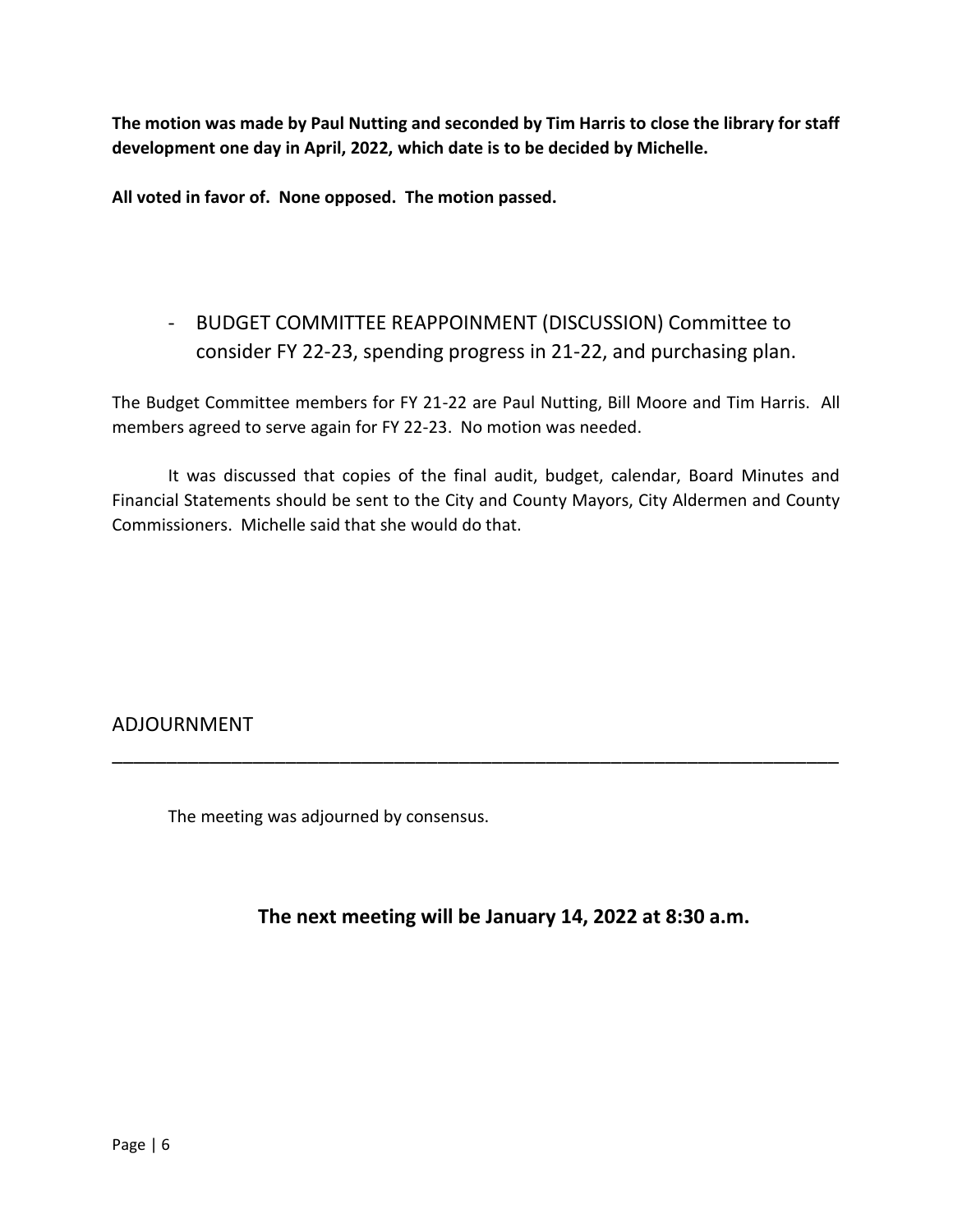**The motion was made by Paul Nutting and seconded by Tim Harris to close the library for staff development one day in April, 2022, which date is to be decided by Michelle.**

**All voted in favor of. None opposed. The motion passed.**

- BUDGET COMMITTEE REAPPOINMENT (DISCUSSION) Committee to consider FY 22-23, spending progress in 21-22, and purchasing plan.

The Budget Committee members for FY 21-22 are Paul Nutting, Bill Moore and Tim Harris. All members agreed to serve again for FY 22-23. No motion was needed.

It was discussed that copies of the final audit, budget, calendar, Board Minutes and Financial Statements should be sent to the City and County Mayors, City Aldermen and County Commissioners. Michelle said that she would do that.

## ADJOURNMENT

---

The meeting was adjourned by consensus.

**The next meeting will be January 14, 2022 at 8:30 a.m.**